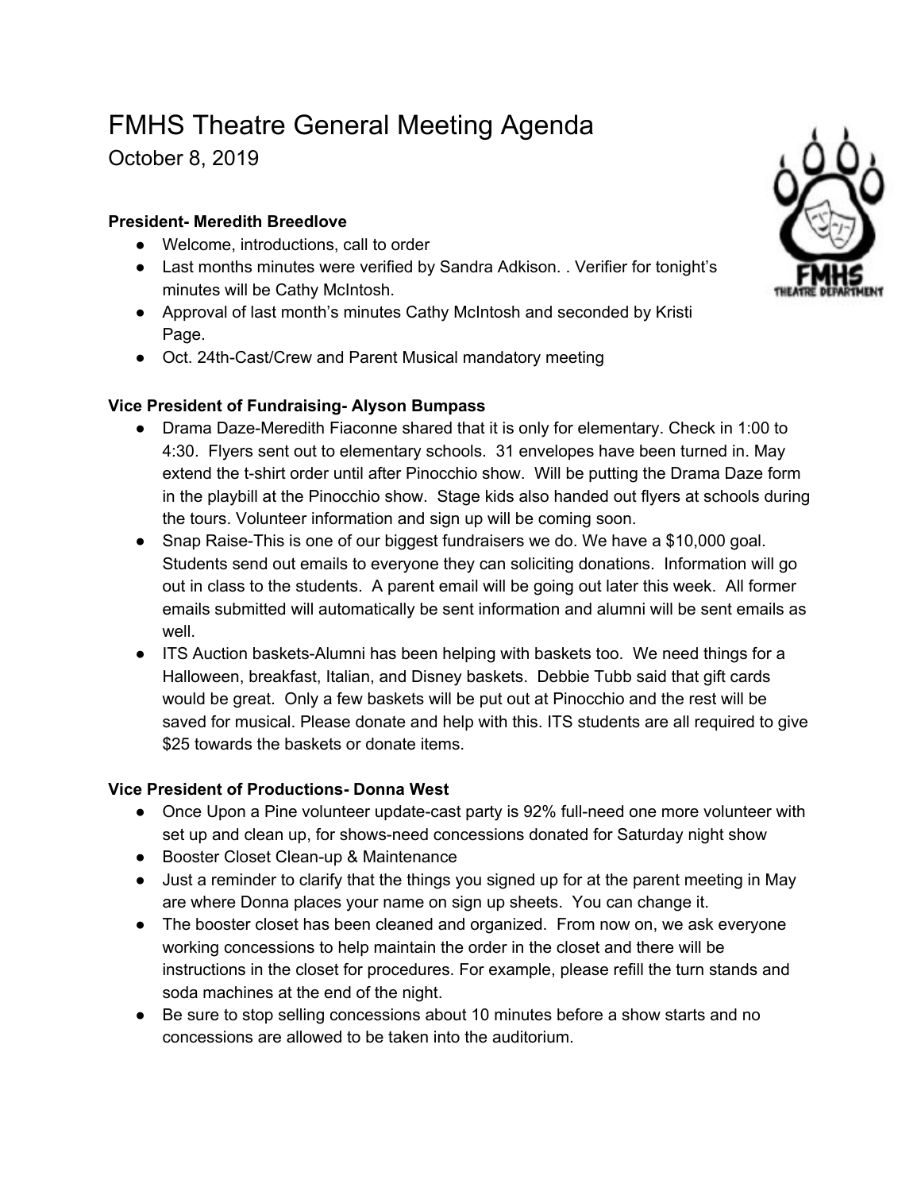# FMHS Theatre General Meeting Agenda

October 8, 2019

**President- Meredith Breedlove**

- Welcome, introductions, call to order
- Last months minutes were verified by Sandra Adkison. . Verifier for tonight's minutes will be Cathy McIntosh.
- Approval of last month's minutes Cathy McIntosh and seconded by Kristi Page.
- Oct. 24th-Cast/Crew and Parent Musical mandatory meeting

**Vice President of Fundraising- Alyson Bumpass**

- Drama Daze-Meredith Fiaconne shared that it is only for elementary. Check in 1:00 to 4:30. Flyers sent out to elementary schools. 31 envelopes have been turned in. May extend the t-shirt order until after Pinocchio show. Will be putting the Drama Daze form in the playbill at the Pinocchio show. Stage kids also handed out flyers at schools during the tours. Volunteer information and sign up will be coming soon.
- Snap Raise-This is one of our biggest fundraisers we do. We have a $10,000 goal. Students send out emails to everyone they can soliciting donations. Information will go out in class to the students. A parent email will be going out later this week. All former emails submitted will automatically be sent information and alumni will be sent emails as well.
- ITS Auction baskets-Alumni has been helping with baskets too. We need things for a Halloween, breakfast, Italian, and Disney baskets. Debbie Tubb said that gift cards would be great. Only a few baskets will be put out at Pinocchio and the rest will be saved for musical. Please donate and help with this. ITS students are all required to give $25 towards the baskets or donate items.

**Vice President of Productions- Donna West**

- Once Upon a Pine volunteer update-cast party is 92% full-need one more volunteer with set up and clean up, for shows-need concessions donated for Saturday night show
- Booster Closet Clean-up & Maintenance
- Just a reminder to clarify that the things you signed up for at the parent meeting in May are where Donna places your name on sign up sheets. You can change it.
- The booster closet has been cleaned and organized. From now on, we ask everyone working concessions to help maintain the order in the closet and there will be instructions in the closet for procedures. For example, please refill the turn stands and soda machines at the end of the night.
- Be sure to stop selling concessions about 10 minutes before a show starts and no concessions are allowed to be taken into the auditorium.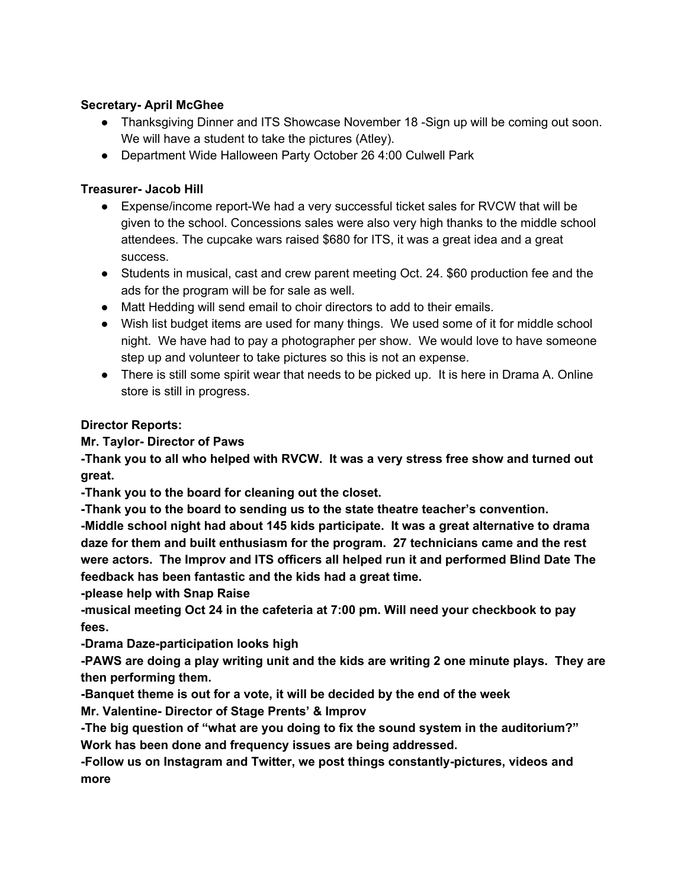**Secretary- April McGhee**

- Thanksgiving Dinner and ITS Showcase November 18 -Sign up will be coming out soon. We will have a student to take the pictures (Atley).
- Department Wide Halloween Party October 26 4:00 Culwell Park

**Treasurer- Jacob Hill**

- Expense/income report-We had a very successful ticket sales for RVCW that will be given to the school. Concessions sales were also very high thanks to the middle school attendees. The cupcake wars raised $680 for ITS, it was a great idea and a great success.
- Students in musical, cast and crew parent meeting Oct. 24. $60 production fee and the ads for the program will be for sale as well.
- Matt Hedding will send email to choir directors to add to their emails.
- Wish list budget items are used for many things. We used some of it for middle school night. We have had to pay a photographer per show. We would love to have someone step up and volunteer to take pictures so this is not an expense.
- There is still some spirit wear that needs to be picked up. It is here in Drama A. Online store is still in progress.

**Director Reports:**

**Mr. Taylor- Director of Paws**

**-Thank you to all who helped with RVCW. It was a very stress free show and turned out great.**

**-Thank you to the board for cleaning out the closet.**

**-Thank you to the board to sending us to the state theatre teacher's convention.**

**-Middle school night had about 145 kids participate. It was a great alternative to drama daze for them and built enthusiasm for the program. 27 technicians came and the rest were actors. The Improv and ITS officers all helped run it and performed Blind Date The feedback has been fantastic and the kids had a great time.**

**-please help with Snap Raise**

**-musical meeting Oct 24 in the cafeteria at 7:00 pm. Will need your checkbook to pay fees.**

**-Drama Daze-participation looks high**

**-PAWS are doing a play writing unit and the kids are writing 2 one minute plays. They are then performing them.**

**-Banquet theme is out for a vote, it will be decided by the end of the week**

**Mr. Valentine- Director of Stage Prents' & Improv**

**-The big question of "what are you doing to fix the sound system in the auditorium?" Work has been done and frequency issues are being addressed.**

**-Follow us on Instagram and Twitter, we post things constantly-pictures, videos and more**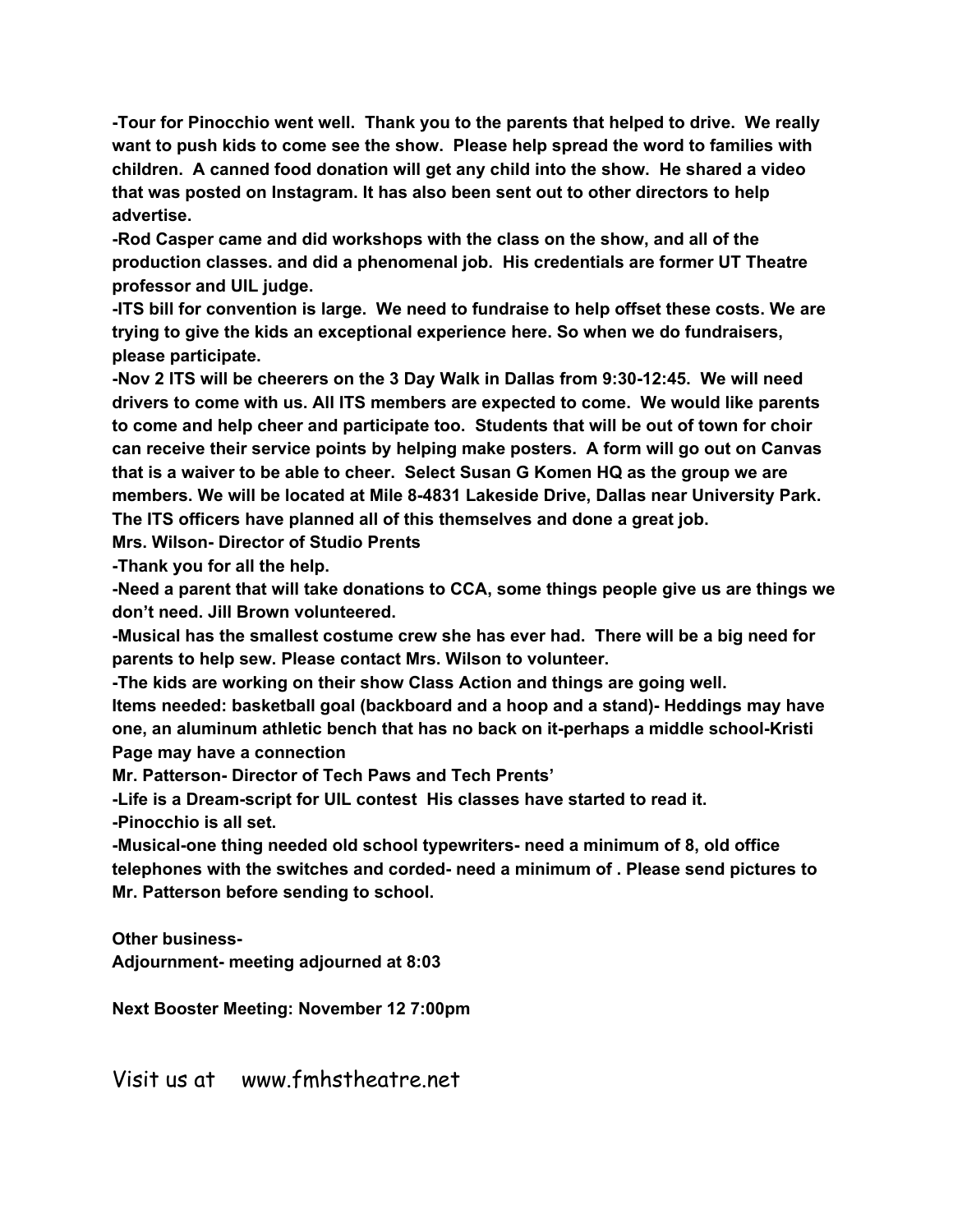**-Tour for Pinocchio went well. Thank you to the parents that helped to drive. We really want to push kids to come see the show. Please help spread the word to families with children. A canned food donation will get any child into the show. He shared a video that was posted on Instagram. It has also been sent out to other directors to help advertise.**

**-Rod Casper came and did workshops with the class on the show, and all of the production classes. and did a phenomenal job. His credentials are former UT Theatre professor and UIL judge.**

**-ITS bill for convention is large. We need to fundraise to help offset these costs. We are trying to give the kids an exceptional experience here. So when we do fundraisers, please participate.**

**-Nov 2 ITS will be cheerers on the 3 Day Walk in Dallas from 9:30-12:45. We will need drivers to come with us. All ITS members are expected to come. We would like parents to come and help cheer and participate too. Students that will be out of town for choir can receive their service points by helping make posters. A form will go out on Canvas that is a waiver to be able to cheer. Select Susan G Komen HQ as the group we are members. We will be located at Mile 8-4831 Lakeside Drive, Dallas near University Park. The ITS officers have planned all of this themselves and done a great job.**

**Mrs. Wilson- Director of Studio Prents**

**-Thank you for all the help.**

**-Need a parent that will take donations to CCA, some things people give us are things we don't need. Jill Brown volunteered.**

**-Musical has the smallest costume crew she has ever had. There will be a big need for parents to help sew. Please contact Mrs. Wilson to volunteer.**

**-The kids are working on their show Class Action and things are going well.**

**Items needed: basketball goal (backboard and a hoop and a stand)- Heddings may have one, an aluminum athletic bench that has no back on it-perhaps a middle school-Kristi Page may have a connection**

**Mr. Patterson- Director of Tech Paws and Tech Prents'**

**-Life is a Dream-script for UIL contest His classes have started to read it.**

**-Pinocchio is all set.**

**-Musical-one thing needed old school typewriters- need a minimum of 8, old office telephones with the switches and corded- need a minimum of . Please send pictures to Mr. Patterson before sending to school.**

**Other business-**

**Adjournment- meeting adjourned at 8:03**

**Next Booster Meeting: November 12 7:00pm**

Visit us at www.fmhstheatre.net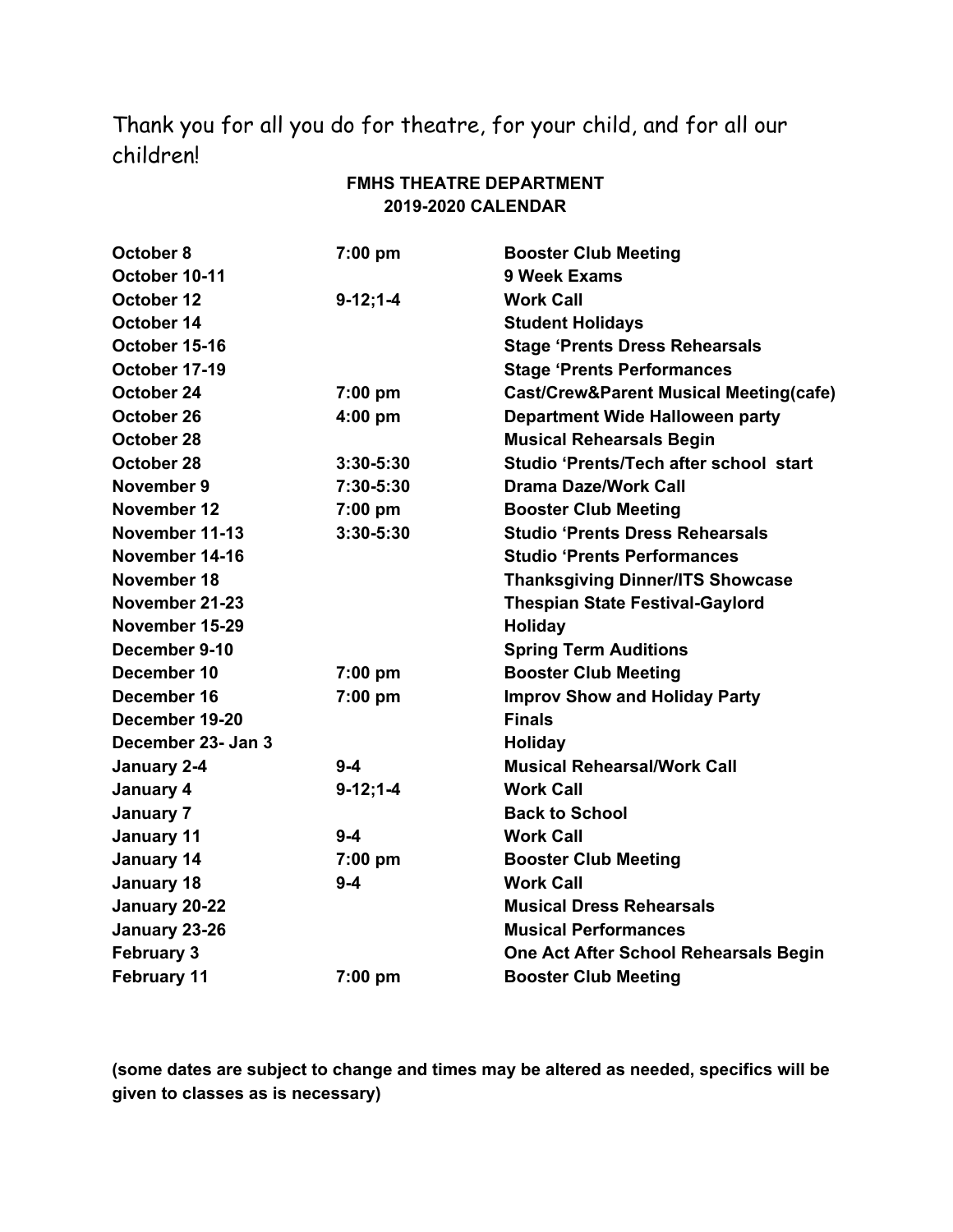Thank you for all you do for theatre, for your child, and for all our children!

**FMHS THEATRE DEPARTMENT**
**2019-2020 CALENDAR**

| | | |
|---|---|---|
| **October 8** | **7:00 pm** | **Booster Club Meeting** |
| **October 10-11** | | **9 Week Exams** |
| **October 12** | **9-12;1-4** | **Work Call** |
| **October 14** | | **Student Holidays** |
| **October 15-16** | | **Stage 'Prents Dress Rehearsals** |
| **October 17-19** | | **Stage 'Prents Performances** |
| **October 24** | **7:00 pm** | **Cast/Crew&Parent Musical Meeting(cafe)** |
| **October 26** | **4:00 pm** | **Department Wide Halloween party** |
| **October 28** | | **Musical Rehearsals Begin** |
| **October 28** | **3:30-5:30** | **Studio 'Prents/Tech after school start** |
| **November 9** | **7:30-5:30** | **Drama Daze/Work Call** |
| **November 12** | **7:00 pm** | **Booster Club Meeting** |
| **November 11-13** | **3:30-5:30** | **Studio 'Prents Dress Rehearsals** |
| **November 14-16** | | **Studio 'Prents Performances** |
| **November 18** | | **Thanksgiving Dinner/ITS Showcase** |
| **November 21-23** | | **Thespian State Festival-Gaylord** |
| **November 15-29** | | **Holiday** |
| **December 9-10** | | **Spring Term Auditions** |
| **December 10** | **7:00 pm** | **Booster Club Meeting** |
| **December 16** | **7:00 pm** | **Improv Show and Holiday Party** |
| **December 19-20** | | **Finals** |
| **December 23- Jan 3** | | **Holiday** |
| **January 2-4** | **9-4** | **Musical Rehearsal/Work Call** |
| **January 4** | **9-12;1-4** | **Work Call** |
| **January 7** | | **Back to School** |
| **January 11** | **9-4** | **Work Call** |
| **January 14** | **7:00 pm** | **Booster Club Meeting** |
| **January 18** | **9-4** | **Work Call** |
| **January 20-22** | | **Musical Dress Rehearsals** |
| **January 23-26** | | **Musical Performances** |
| **February 3** | | **One Act After School Rehearsals Begin** |
| **February 11** | **7:00 pm** | **Booster Club Meeting** |

**(some dates are subject to change and times may be altered as needed, specifics will be given to classes as is necessary)**